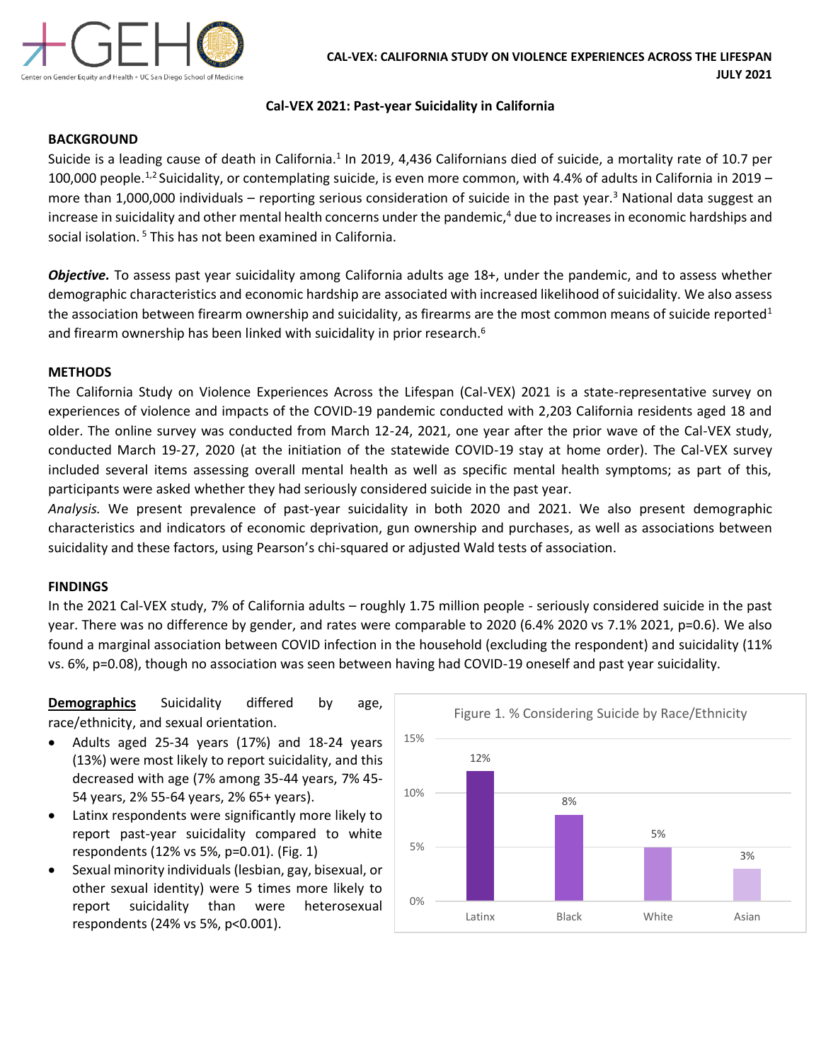CAL-VEX: CALIFORNIA STUDY ON VIOLENCE EXPERIENCES ACROSS THE LIFESPAN
JULY 2021

# Cal-VEX 2021: Past-year Suicidality in California

## BACKGROUND

Suicide is a leading cause of death in California.[1] In 2019, 4,436 Californians died of suicide, a mortality rate of 10.7 per 100,000 people.[1,2] Suicidality, or contemplating suicide, is even more common, with 4.4% of adults in California in 2019 – more than 1,000,000 individuals – reporting serious consideration of suicide in the past year.[3] National data suggest an increase in suicidality and other mental health concerns under the pandemic,[4] due to increases in economic hardships and social isolation.[5] This has not been examined in California.

***Objective.*** To assess past year suicidality among California adults age 18+, under the pandemic, and to assess whether demographic characteristics and economic hardship are associated with increased likelihood of suicidality. We also assess the association between firearm ownership and suicidality, as firearms are the most common means of suicide reported[1] and firearm ownership has been linked with suicidality in prior research.[6]

## METHODS

The California Study on Violence Experiences Across the Lifespan (Cal-VEX) 2021 is a state-representative survey on experiences of violence and impacts of the COVID-19 pandemic conducted with 2,203 California residents aged 18 and older. The online survey was conducted from March 12-24, 2021, one year after the prior wave of the Cal-VEX study, conducted March 19-27, 2020 (at the initiation of the statewide COVID-19 stay at home order). The Cal-VEX survey included several items assessing overall mental health as well as specific mental health symptoms; as part of this, participants were asked whether they had seriously considered suicide in the past year.

*Analysis.* We present prevalence of past-year suicidality in both 2020 and 2021. We also present demographic characteristics and indicators of economic deprivation, gun ownership and purchases, as well as associations between suicidality and these factors, using Pearson's chi-squared or adjusted Wald tests of association.

## FINDINGS

In the 2021 Cal-VEX study, 7% of California adults – roughly 1.75 million people - seriously considered suicide in the past year. There was no difference by gender, and rates were comparable to 2020 (6.4% 2020 vs 7.1% 2021, p=0.6). We also found a marginal association between COVID infection in the household (excluding the respondent) and suicidality (11% vs. 6%, p=0.08), though no association was seen between having had COVID-19 oneself and past year suicidality.

**Demographics** Suicidality differed by age, race/ethnicity, and sexual orientation.

- Adults aged 25-34 years (17%) and 18-24 years (13%) were most likely to report suicidality, and this decreased with age (7% among 35-44 years, 7% 45-54 years, 2% 55-64 years, 2% 65+ years).
- Latinx respondents were significantly more likely to report past-year suicidality compared to white respondents (12% vs 5%, p=0.01). (Fig. 1)
- Sexual minority individuals (lesbian, gay, bisexual, or other sexual identity) were 5 times more likely to report suicidality than were heterosexual respondents (24% vs 5%, p<0.001).

Figure 1. % Considering Suicide by Race/Ethnicity

15%
10%
5%
0%

12%
8%
5%
3%

Latinx
Black
White
Asian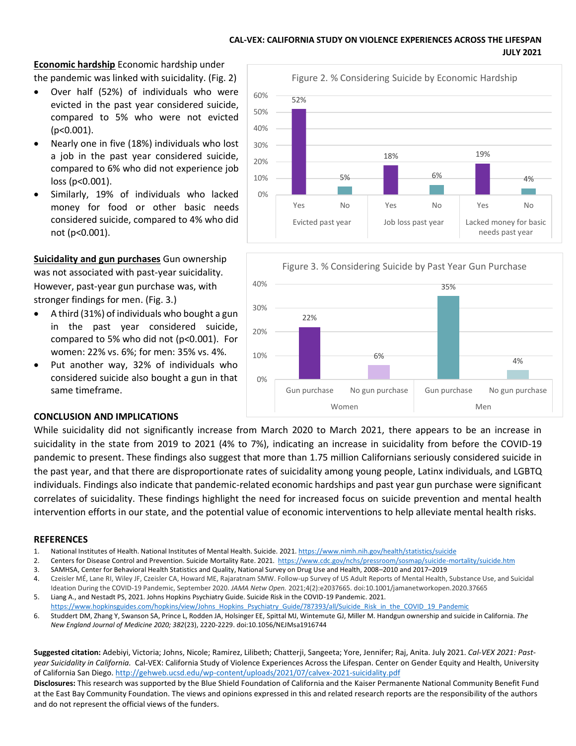**Economic hardship** Economic hardship under the pandemic was linked with suicidality. (Fig. 2)

- Over half (52%) of individuals who were evicted in the past year considered suicide, compared to 5% who were not evicted ($p<0.001$).
- Nearly one in five (18%) individuals who lost a job in the past year considered suicide, compared to 6% who did not experience job loss ($p<0.001$).
- Similarly, 19% of individuals who lacked money for food or other basic needs considered suicide, compared to 4% who did not ($p<0.001$).

Figure 2. % Considering Suicide by Economic Hardship

60%
50%
40%
30%
20%
10%
0%

52%
5%
18%
6%
19%
4%

Yes
No
Yes
No
Yes
No

Evicted past year
Job loss past year
Lacked money for basic needs past year

**Suicidality and gun purchases** Gun ownership was not associated with past-year suicidality. However, past-year gun purchase was, with stronger findings for men. (Fig. 3.)

- A third (31%) of individuals who bought a gun in the past year considered suicide, compared to 5% who did not ($p<0.001$). For women: 22% vs. 6%; for men: 35% vs. 4%.
- Put another way, 32% of individuals who considered suicide also bought a gun in that same timeframe.

Figure 3. % Considering Suicide by Past Year Gun Purchase

40%
30%
20%
10%
0%

22%
6%
35%
4%

Gun purchase
No gun purchase
Gun purchase
No gun purchase

Women
Men

## CONCLUSION AND IMPLICATIONS

While suicidality did not significantly increase from March 2020 to March 2021, there appears to be an increase in suicidality in the state from 2019 to 2021 (4% to 7%), indicating an increase in suicidality from before the COVID-19 pandemic to present. These findings also suggest that more than 1.75 million Californians seriously considered suicide in the past year, and that there are disproportionate rates of suicidality among young people, Latinx individuals, and LGBTQ individuals. Findings also indicate that pandemic-related economic hardships and past year gun purchase were significant correlates of suicidality. These findings highlight the need for increased focus on suicide prevention and mental health intervention efforts in our state, and the potential value of economic interventions to help alleviate mental health risks.

## REFERENCES

1. National Institutes of Health. National Institutes of Mental Health. Suicide. 2021. https://www.nimh.nih.gov/health/statistics/suicide
2. Centers for Disease Control and Prevention. Suicide Mortality Rate. 2021. https://www.cdc.gov/nchs/pressroom/sosmap/suicide-mortality/suicide.htm
3. SAMHSA, Center for Behavioral Health Statistics and Quality, National Survey on Drug Use and Health, 2008–2010 and 2017–2019
4. Czeisler MÉ, Lane RI, Wiley JF, Czeisler CA, Howard ME, Rajaratnam SMW. Follow-up Survey of US Adult Reports of Mental Health, Substance Use, and Suicidal Ideation During the COVID-19 Pandemic, September 2020. *JAMA Netw Open.* 2021;4(2):e2037665. doi:10.1001/jamanetworkopen.2020.37665
5. Liang A., and Nestadt PS, 2021. Johns Hopkins Psychiatry Guide. Suicide Risk in the COVID-19 Pandemic. 2021. https://www.hopkinsguides.com/hopkins/view/Johns_Hopkins_Psychiatry_Guide/787393/all/Suicide_Risk_in_the_COVID_19_Pandemic
6. Studdert DM, Zhang Y, Swanson SA, Prince L, Rodden JA, Holsinger EE, Spittal MJ, Wintemute GJ, Miller M. Handgun ownership and suicide in California. *The New England Journal of Medicine 2020; 382*(23), 2220-2229. doi:10.1056/NEJMsa1916744

**Suggested citation:** Adebiyi, Victoria; Johns, Nicole; Ramirez, Lilibeth; Chatterji, Sangeeta; Yore, Jennifer; Raj, Anita. July 2021. *Cal-VEX 2021: Past-year Suicidality in California.* Cal-VEX: California Study of Violence Experiences Across the Lifespan. Center on Gender Equity and Health, University of California San Diego. http://gehweb.ucsd.edu/wp-content/uploads/2021/07/calvex-2021-suicidality.pdf

**Disclosures:** This research was supported by the Blue Shield Foundation of California and the Kaiser Permanente National Community Benefit Fund at the East Bay Community Foundation. The views and opinions expressed in this and related research reports are the responsibility of the authors and do not represent the official views of the funders.